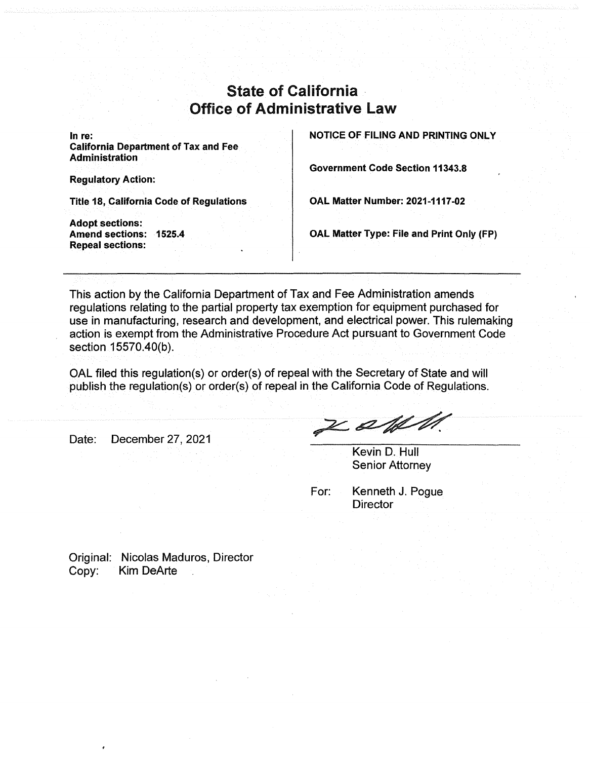# State of California
# Office of Administrative Law

| In re: California Department of Tax and Fee Administration | NOTICE OF FILING AND PRINTING ONLY |
| --- | --- |
| Regulatory Action: | Government Code Section 11343.8 |
| Title 18, California Code of Regulations | OAL Matter Number: 2021-1117-02 |
| Adopt sections: <br> Amend sections: 1525.4 <br> Repeal sections: | OAL Matter Type: File and Print Only (FP) |

This action by the California Department of Tax and Fee Administration amends regulations relating to the partial property tax exemption for equipment purchased for use in manufacturing, research and development, and electrical power. This rulemaking action is exempt from the Administrative Procedure Act pursuant to Government Code section 15570.40(b).

OAL filed this regulation(s) or order(s) of repeal with the Secretary of State and will publish the regulation(s) or order(s) of repeal in the California Code of Regulations.

Date: December 27, 2021

Kevin D. Hull
Senior Attorney

For: Kenneth J. Pogue
Director

Original: Nicolas Maduros, Director
Copy: Kim DeArte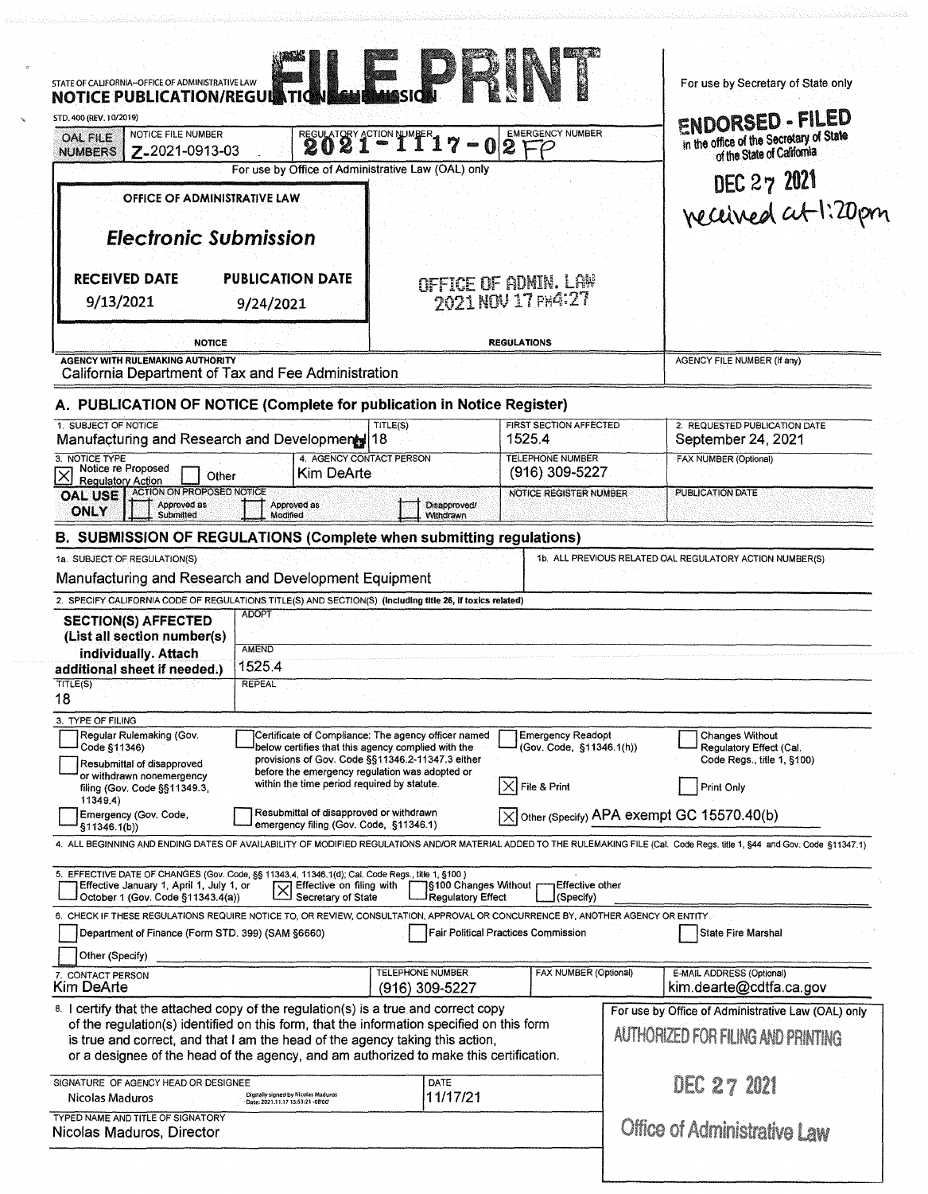STATE OF CALIFORNIA–OFFICE OF ADMINISTRATIVE LAW

# NOTICE PUBLICATION/REGULATIONS SUBMISSION

**FILE PRINT**

STD. 400 (REV. 10/2019)

For use by Secretary of State only

**ENDORSED - FILED**
in the office of the Secretary of State of the State of California

DEC 27 2021
received at 1:20pm

| OAL FILE NUMBERS | NOTICE FILE NUMBER | REGULATORY ACTION NUMBER | EMERGENCY NUMBER |
|---|---|---|---|
| | Z-2021-0913-03 | 2021-1117-02FP | |

For use by Office of Administrative Law (OAL) only

**OFFICE OF ADMINISTRATIVE LAW**

*Electronic Submission*

**RECEIVED DATE** 9/13/2021 **PUBLICATION DATE** 9/24/2021

OFFICE OF ADMIN. LAW
2021 NOV 17 PM4:27

NOTICE | REGULATIONS

AGENCY WITH RULEMAKING AUTHORITY: California Department of Tax and Fee Administration

AGENCY FILE NUMBER (If any):

## A. PUBLICATION OF NOTICE (Complete for publication in Notice Register)

| 1. SUBJECT OF NOTICE | TITLE(S) | FIRST SECTION AFFECTED | 2. REQUESTED PUBLICATION DATE |
|---|---|---|---|
| Manufacturing and Research and Development | 18 | 1525.4 | September 24, 2021 |

| 3. NOTICE TYPE | 4. AGENCY CONTACT PERSON | TELEPHONE NUMBER | FAX NUMBER (Optional) |
|---|---|---|---|
| [X] Notice re Proposed Regulatory Action [ ] Other | Kim DeArte | (916) 309-5227 | |

| OAL USE ONLY | ACTION ON PROPOSED NOTICE | NOTICE REGISTER NUMBER | PUBLICATION DATE |
|---|---|---|---|
| | [ ] Approved as Submitted [ ] Approved as Modified [ ] Disapproved/Withdrawn | | |

## B. SUBMISSION OF REGULATIONS (Complete when submitting regulations)

1a. SUBJECT OF REGULATION(S): Manufacturing and Research and Development Equipment

1b. ALL PREVIOUS RELATED OAL REGULATORY ACTION NUMBER(S):

2. SPECIFY CALIFORNIA CODE OF REGULATIONS TITLE(S) AND SECTION(S) (Including title 26, if toxics related)

| SECTION(S) AFFECTED (List all section number(s) individually. Attach additional sheet if needed.) | |
|---|---|
| ADOPT | |
| AMEND | 1525.4 |
| TITLE(S): 18 | REPEAL |

3. TYPE OF FILING

- [ ] Regular Rulemaking (Gov. Code §11346)
- [ ] Resubmittal of disapproved or withdrawn nonemergency filing (Gov. Code §§11349.3, 11349.4)
- [ ] Emergency (Gov. Code, §11346.1(b))
- [ ] Certificate of Compliance: The agency officer named below certifies that this agency complied with the provisions of Gov. Code §§11346.2-11347.3 either before the emergency regulation was adopted or within the time period required by statute.
- [ ] Resubmittal of disapproved or withdrawn emergency filing (Gov. Code, §11346.1)
- [ ] Emergency Readopt (Gov. Code, §11346.1(h))
- [X] File & Print
- [X] Other (Specify) APA exempt GC 15570.40(b)
- [ ] Changes Without Regulatory Effect (Cal. Code Regs., title 1, §100)
- [ ] Print Only

4. ALL BEGINNING AND ENDING DATES OF AVAILABILITY OF MODIFIED REGULATIONS AND/OR MATERIAL ADDED TO THE RULEMAKING FILE (Cal. Code Regs. title 1, §44 and Gov. Code §11347.1)

5. EFFECTIVE DATE OF CHANGES (Gov. Code, §§ 11343.4, 11346.1(d); Cal. Code Regs., title 1, §100)

- [ ] Effective January 1, April 1, July 1, or October 1 (Gov. Code §11343.4(a))
- [X] Effective on filing with Secretary of State
- [ ] §100 Changes Without Regulatory Effect
- [ ] Effective other (Specify)

6. CHECK IF THESE REGULATIONS REQUIRE NOTICE TO, OR REVIEW, CONSULTATION, APPROVAL OR CONCURRENCE BY, ANOTHER AGENCY OR ENTITY

- [ ] Department of Finance (Form STD. 399) (SAM §6660)
- [ ] Fair Political Practices Commission
- [ ] State Fire Marshal
- [ ] Other (Specify)

| 7. CONTACT PERSON | TELEPHONE NUMBER | FAX NUMBER (Optional) | E-MAIL ADDRESS (Optional) |
|---|---|---|---|
| Kim DeArte | (916) 309-5227 | | kim.dearte@cdtfa.ca.gov |

8. I certify that the attached copy of the regulation(s) is a true and correct copy of the regulation(s) identified on this form, that the information specified on this form is true and correct, and that I am the head of the agency taking this action, or a designee of the head of the agency, and am authorized to make this certification.

| SIGNATURE OF AGENCY HEAD OR DESIGNEE | DATE |
|---|---|
| Nicolas Maduros (Digitally signed by Nicolas Maduros Date: 2021.11.17 15:53:21 -08'00') | 11/17/21 |

TYPED NAME AND TITLE OF SIGNATORY: Nicolas Maduros, Director

For use by Office of Administrative Law (OAL) only

AUTHORIZED FOR FILING AND PRINTING

DEC 27 2021

Office of Administrative Law